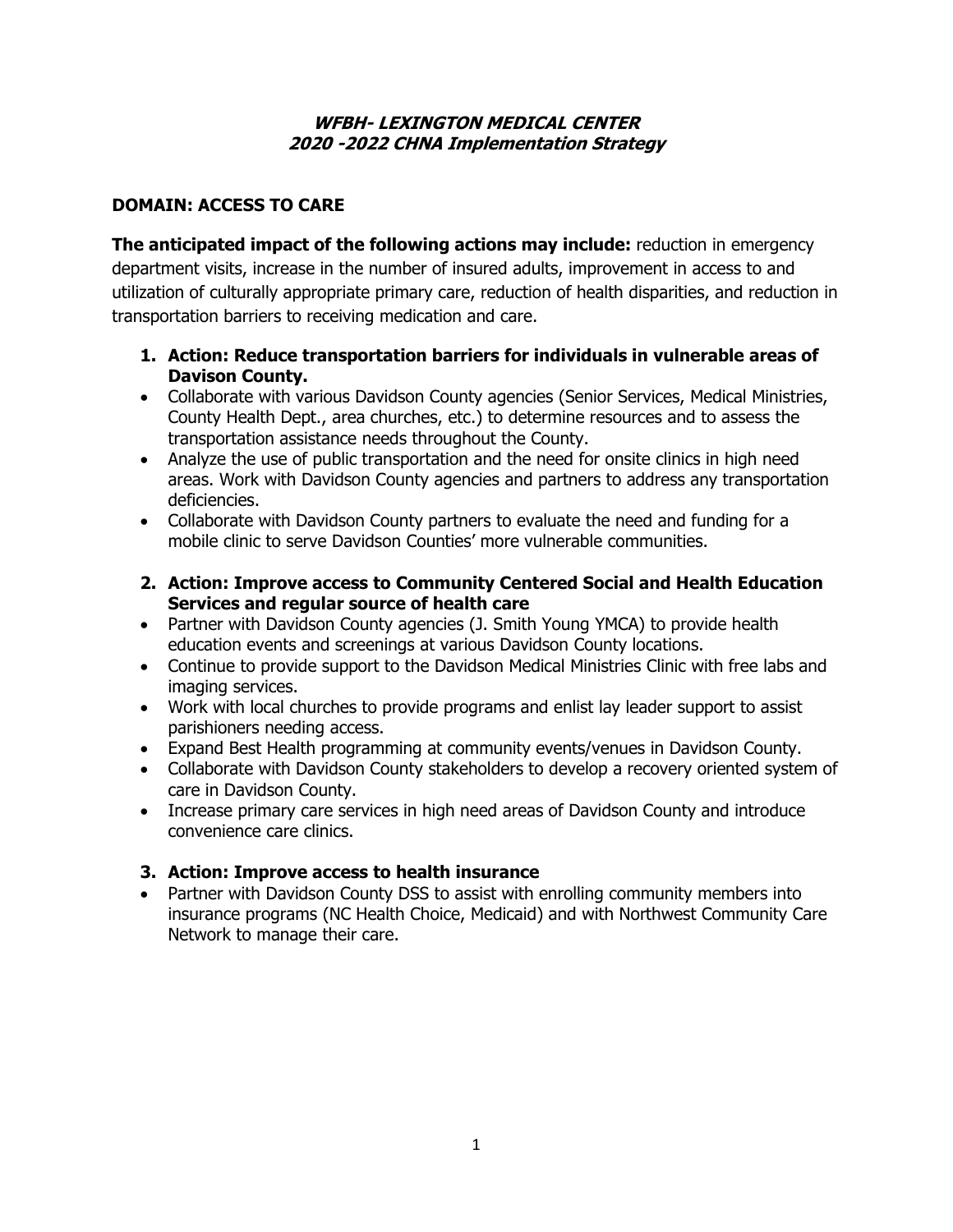# ***WFBH- LEXINGTON MEDICAL CENTER 2020 -2022 CHNA Implementation Strategy***

## DOMAIN: ACCESS TO CARE

**The anticipated impact of the following actions may include:** reduction in emergency department visits, increase in the number of insured adults, improvement in access to and utilization of culturally appropriate primary care, reduction of health disparities, and reduction in transportation barriers to receiving medication and care.

1. **Action: Reduce transportation barriers for individuals in vulnerable areas of Davison County.**

- Collaborate with various Davidson County agencies (Senior Services, Medical Ministries, County Health Dept., area churches, etc.) to determine resources and to assess the transportation assistance needs throughout the County.
- Analyze the use of public transportation and the need for onsite clinics in high need areas. Work with Davidson County agencies and partners to address any transportation deficiencies.
- Collaborate with Davidson County partners to evaluate the need and funding for a mobile clinic to serve Davidson Counties' more vulnerable communities.

2. **Action: Improve access to Community Centered Social and Health Education Services and regular source of health care**

- Partner with Davidson County agencies (J. Smith Young YMCA) to provide health education events and screenings at various Davidson County locations.
- Continue to provide support to the Davidson Medical Ministries Clinic with free labs and imaging services.
- Work with local churches to provide programs and enlist lay leader support to assist parishioners needing access.
- Expand Best Health programming at community events/venues in Davidson County.
- Collaborate with Davidson County stakeholders to develop a recovery oriented system of care in Davidson County.
- Increase primary care services in high need areas of Davidson County and introduce convenience care clinics.

3. **Action: Improve access to health insurance**

- Partner with Davidson County DSS to assist with enrolling community members into insurance programs (NC Health Choice, Medicaid) and with Northwest Community Care Network to manage their care.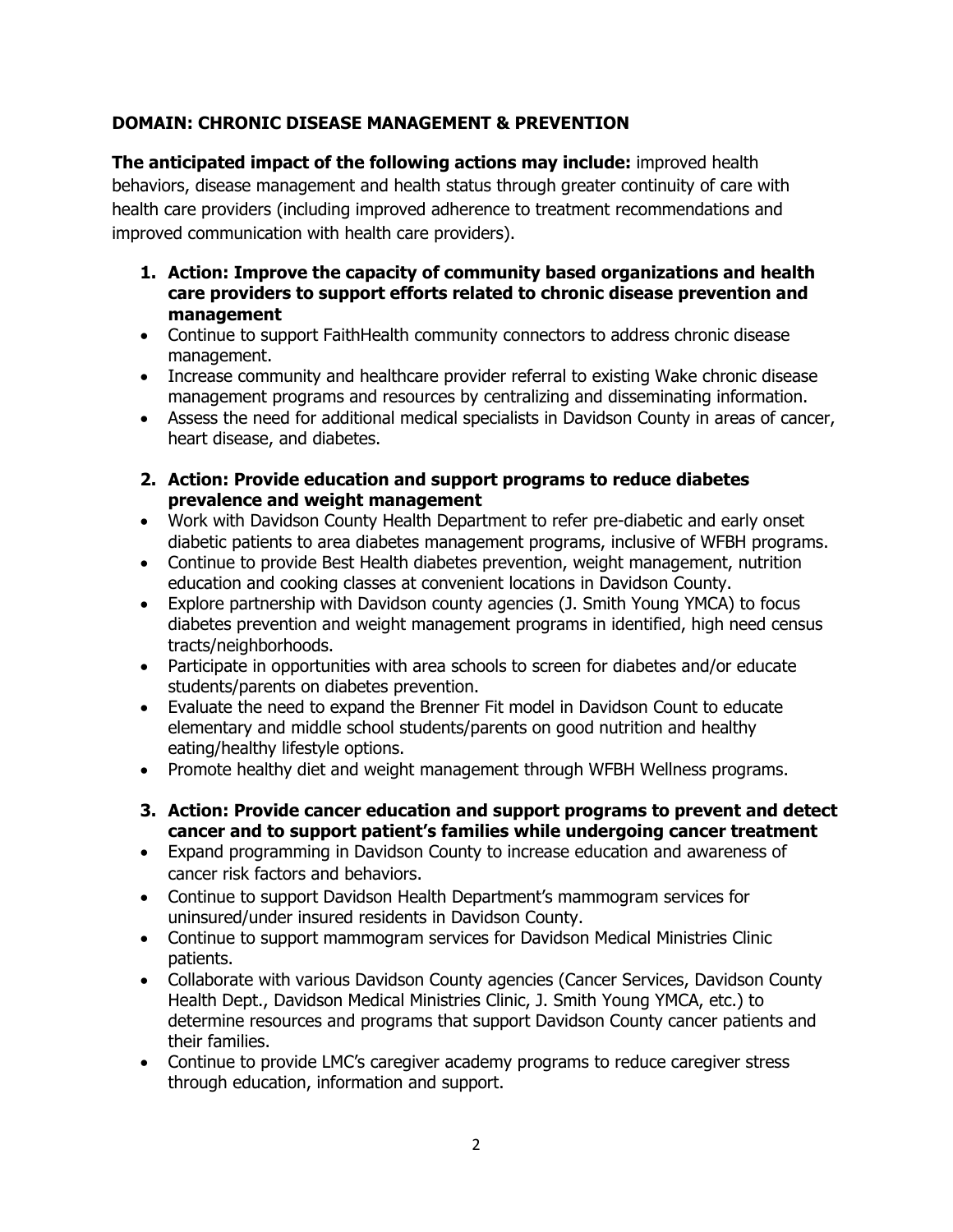## DOMAIN: CHRONIC DISEASE MANAGEMENT & PREVENTION

**The anticipated impact of the following actions may include:** improved health behaviors, disease management and health status through greater continuity of care with health care providers (including improved adherence to treatment recommendations and improved communication with health care providers).

1. **Action: Improve the capacity of community based organizations and health care providers to support efforts related to chronic disease prevention and management**
   - Continue to support FaithHealth community connectors to address chronic disease management.
   - Increase community and healthcare provider referral to existing Wake chronic disease management programs and resources by centralizing and disseminating information.
   - Assess the need for additional medical specialists in Davidson County in areas of cancer, heart disease, and diabetes.

2. **Action: Provide education and support programs to reduce diabetes prevalence and weight management**
   - Work with Davidson County Health Department to refer pre-diabetic and early onset diabetic patients to area diabetes management programs, inclusive of WFBH programs.
   - Continue to provide Best Health diabetes prevention, weight management, nutrition education and cooking classes at convenient locations in Davidson County.
   - Explore partnership with Davidson county agencies (J. Smith Young YMCA) to focus diabetes prevention and weight management programs in identified, high need census tracts/neighborhoods.
   - Participate in opportunities with area schools to screen for diabetes and/or educate students/parents on diabetes prevention.
   - Evaluate the need to expand the Brenner Fit model in Davidson Count to educate elementary and middle school students/parents on good nutrition and healthy eating/healthy lifestyle options.
   - Promote healthy diet and weight management through WFBH Wellness programs.

3. **Action: Provide cancer education and support programs to prevent and detect cancer and to support patient's families while undergoing cancer treatment**
   - Expand programming in Davidson County to increase education and awareness of cancer risk factors and behaviors.
   - Continue to support Davidson Health Department's mammogram services for uninsured/under insured residents in Davidson County.
   - Continue to support mammogram services for Davidson Medical Ministries Clinic patients.
   - Collaborate with various Davidson County agencies (Cancer Services, Davidson County Health Dept., Davidson Medical Ministries Clinic, J. Smith Young YMCA, etc.) to determine resources and programs that support Davidson County cancer patients and their families.
   - Continue to provide LMC's caregiver academy programs to reduce caregiver stress through education, information and support.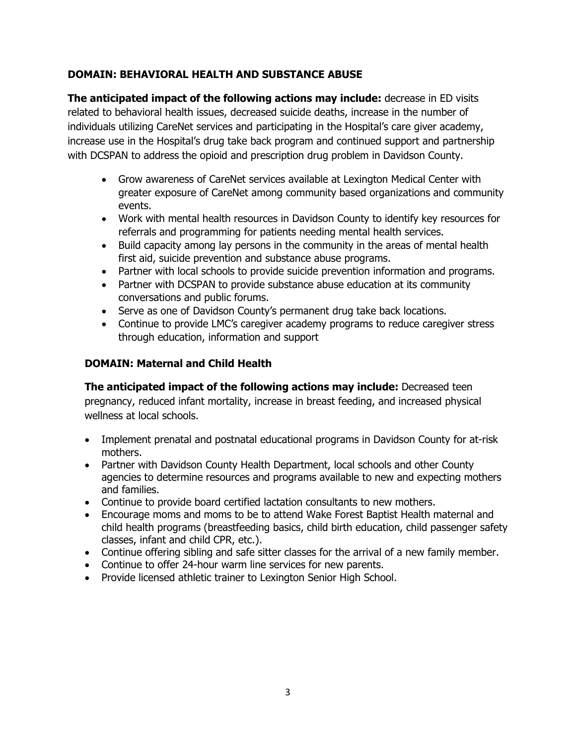## DOMAIN: BEHAVIORAL HEALTH AND SUBSTANCE ABUSE

**The anticipated impact of the following actions may include:** decrease in ED visits related to behavioral health issues, decreased suicide deaths, increase in the number of individuals utilizing CareNet services and participating in the Hospital's care giver academy, increase use in the Hospital's drug take back program and continued support and partnership with DCSPAN to address the opioid and prescription drug problem in Davidson County.

- Grow awareness of CareNet services available at Lexington Medical Center with greater exposure of CareNet among community based organizations and community events.
- Work with mental health resources in Davidson County to identify key resources for referrals and programming for patients needing mental health services.
- Build capacity among lay persons in the community in the areas of mental health first aid, suicide prevention and substance abuse programs.
- Partner with local schools to provide suicide prevention information and programs.
- Partner with DCSPAN to provide substance abuse education at its community conversations and public forums.
- Serve as one of Davidson County's permanent drug take back locations.
- Continue to provide LMC's caregiver academy programs to reduce caregiver stress through education, information and support

## DOMAIN: Maternal and Child Health

**The anticipated impact of the following actions may include:** Decreased teen pregnancy, reduced infant mortality, increase in breast feeding, and increased physical wellness at local schools.

- Implement prenatal and postnatal educational programs in Davidson County for at-risk mothers.
- Partner with Davidson County Health Department, local schools and other County agencies to determine resources and programs available to new and expecting mothers and families.
- Continue to provide board certified lactation consultants to new mothers.
- Encourage moms and moms to be to attend Wake Forest Baptist Health maternal and child health programs (breastfeeding basics, child birth education, child passenger safety classes, infant and child CPR, etc.).
- Continue offering sibling and safe sitter classes for the arrival of a new family member.
- Continue to offer 24-hour warm line services for new parents.
- Provide licensed athletic trainer to Lexington Senior High School.